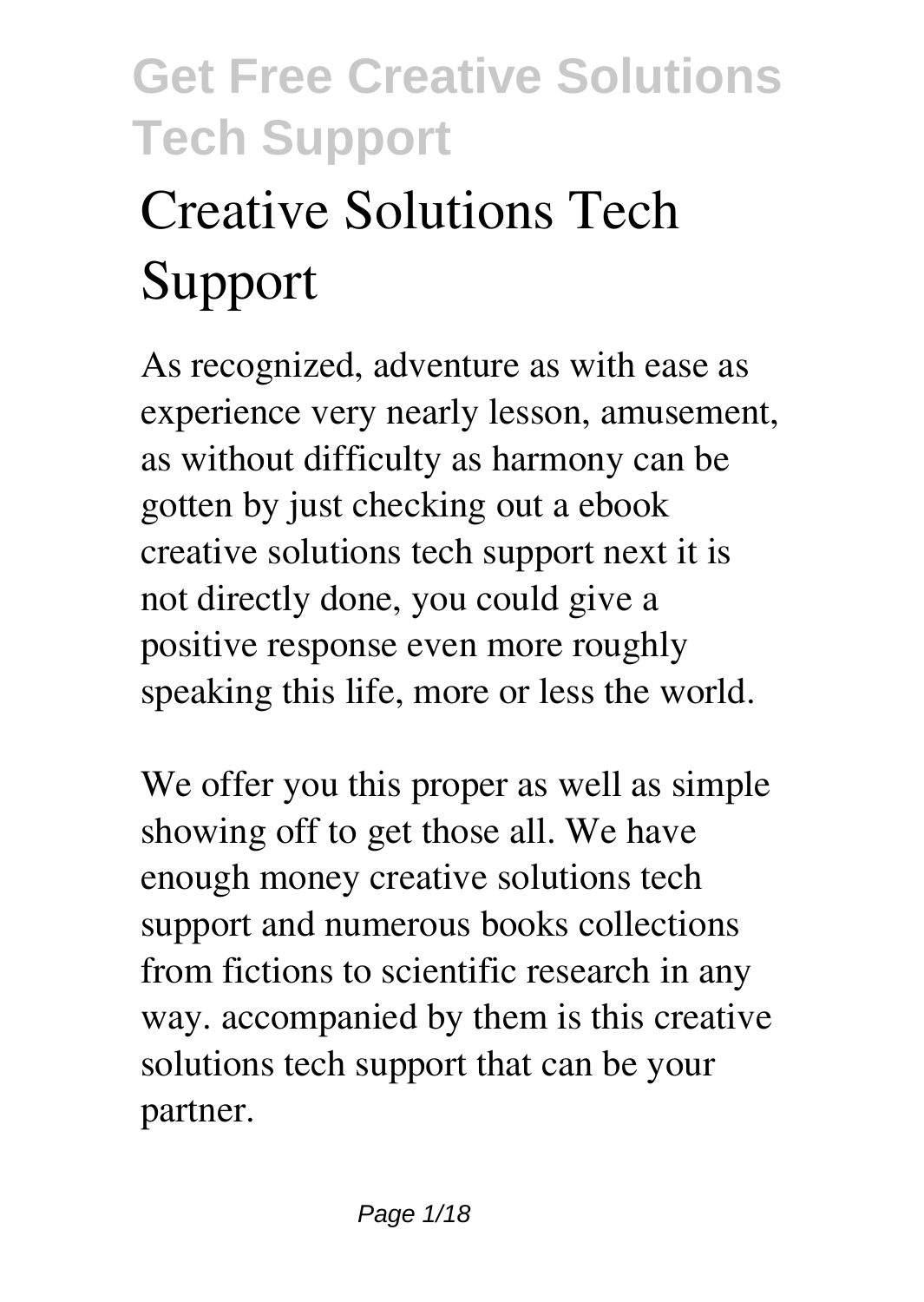# Creative Solutions Tech Support

As recognized, adventure as with ease as experience very nearly lesson, amusement, as without difficulty as harmony can be gotten by just checking out a ebook **creative solutions tech support** next it is not directly done, you could give a positive response even more roughly speaking this life, more or less the world.

We offer you this proper as well as simple showing off to get those all. We have enough money creative solutions tech support and numerous books collections from fictions to scientific research in any way. accompanied by them is this creative solutions tech support that can be your partner.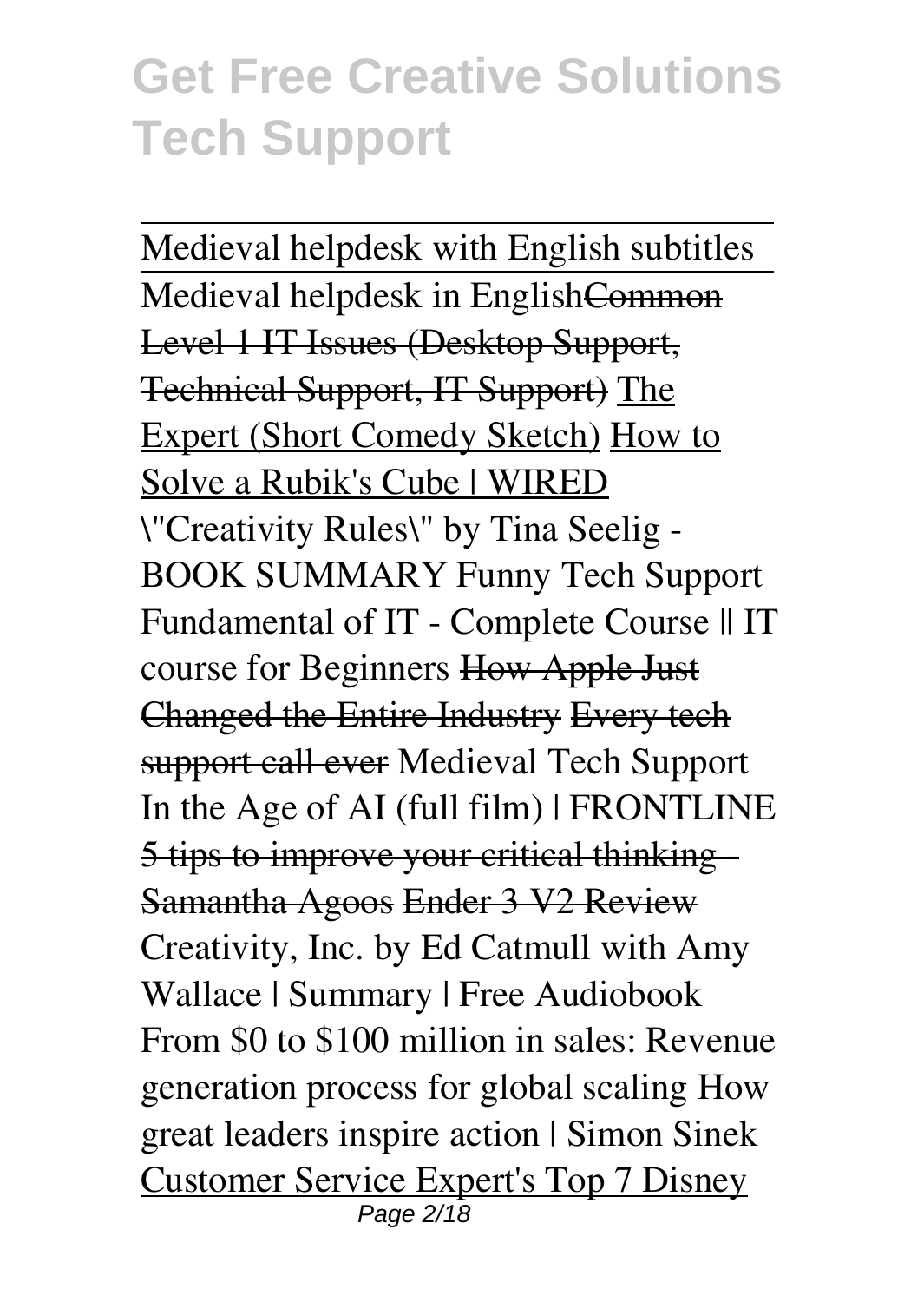# Get Free Creative Solutions Tech Support

Medieval helpdesk with English subtitles

Medieval helpdesk in English~~Common Level 1 IT Issues (Desktop Support, Technical Support, IT Support)~~ The Expert (Short Comedy Sketch) How to Solve a Rubik's Cube | WIRED \"Creativity Rules\" by Tina Seelig - BOOK SUMMARY Funny Tech Support Fundamental of IT - Complete Course || IT course for Beginners ~~How Apple Just Changed the Entire Industry~~ ~~Every tech support call ever~~ Medieval Tech Support In the Age of AI (full film) | FRONTLINE ~~5 tips to improve your critical thinking - Samantha Agoos~~ ~~Ender 3 V2 Review~~ Creativity, Inc. by Ed Catmull with Amy Wallace | Summary | Free Audiobook From $0 to $100 million in sales: Revenue generation process for global scaling How great leaders inspire action | Simon Sinek Customer Service Expert's Top 7 Disney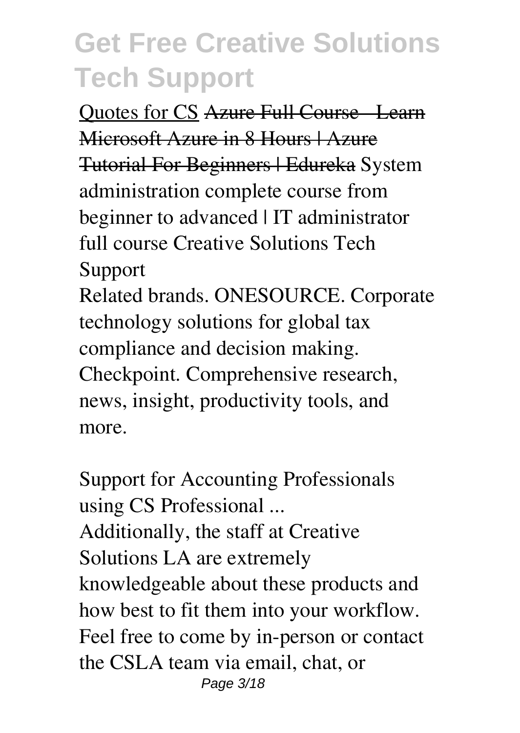Quotes for CS ~~Azure Full Course - Learn Microsoft Azure in 8 Hours | Azure Tutorial For Beginners | Edureka~~ System administration complete course from beginner to advanced | IT administrator full course Creative Solutions Tech Support

Related brands. ONESOURCE. Corporate technology solutions for global tax compliance and decision making. Checkpoint. Comprehensive research, news, insight, productivity tools, and more.

Support for Accounting Professionals using CS Professional ...

Additionally, the staff at Creative Solutions LA are extremely knowledgeable about these products and how best to fit them into your workflow. Feel free to come by in-person or contact the CSLA team via email, chat, or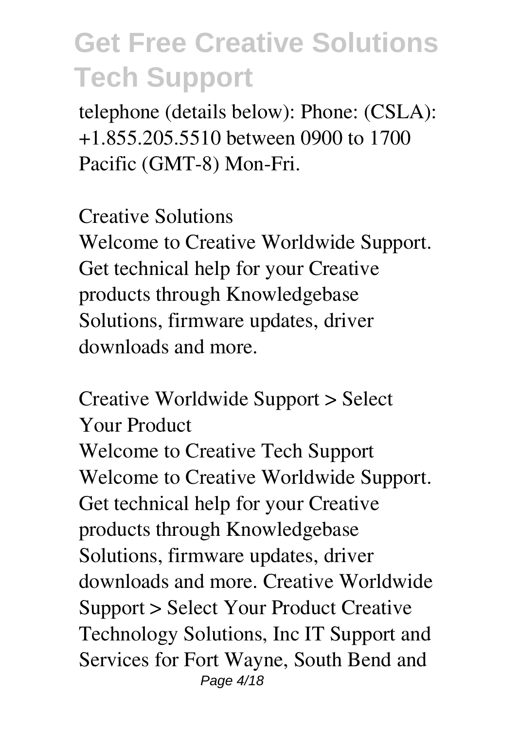telephone (details below): Phone: (CSLA): +1.855.205.5510 between 0900 to 1700 Pacific (GMT-8) Mon-Fri.

*Creative Solutions*

Welcome to Creative Worldwide Support. Get technical help for your Creative products through Knowledgebase Solutions, firmware updates, driver downloads and more.

*Creative Worldwide Support > Select Your Product*

Welcome to Creative Tech Support Welcome to Creative Worldwide Support. Get technical help for your Creative products through Knowledgebase Solutions, firmware updates, driver downloads and more. Creative Worldwide Support > Select Your Product Creative Technology Solutions, Inc IT Support and Services for Fort Wayne, South Bend and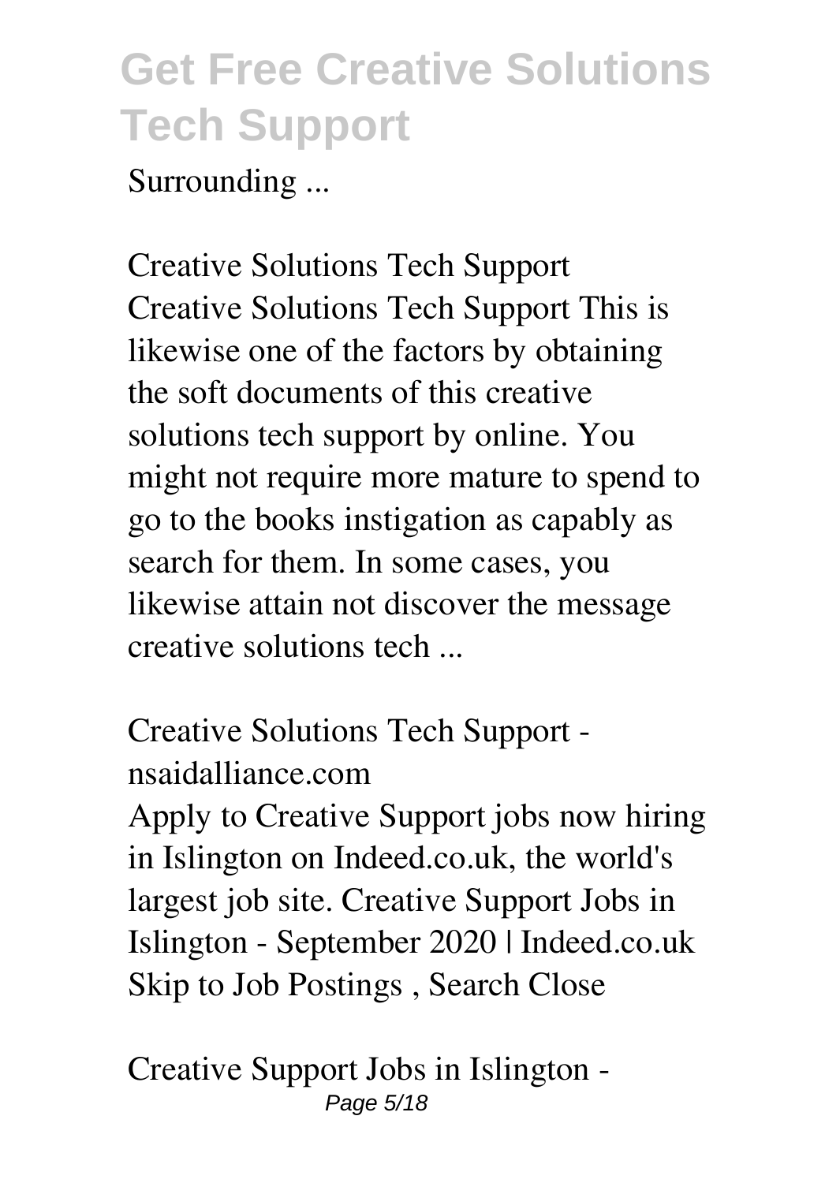Surrounding ...

**Creative Solutions Tech Support**

Creative Solutions Tech Support This is likewise one of the factors by obtaining the soft documents of this creative solutions tech support by online. You might not require more mature to spend to go to the books instigation as capably as search for them. In some cases, you likewise attain not discover the message creative solutions tech ...

**Creative Solutions Tech Support - nsaidalliance.com**

Apply to Creative Support jobs now hiring in Islington on Indeed.co.uk, the world's largest job site. Creative Support Jobs in Islington - September 2020 | Indeed.co.uk Skip to Job Postings , Search Close

**Creative Support Jobs in Islington -**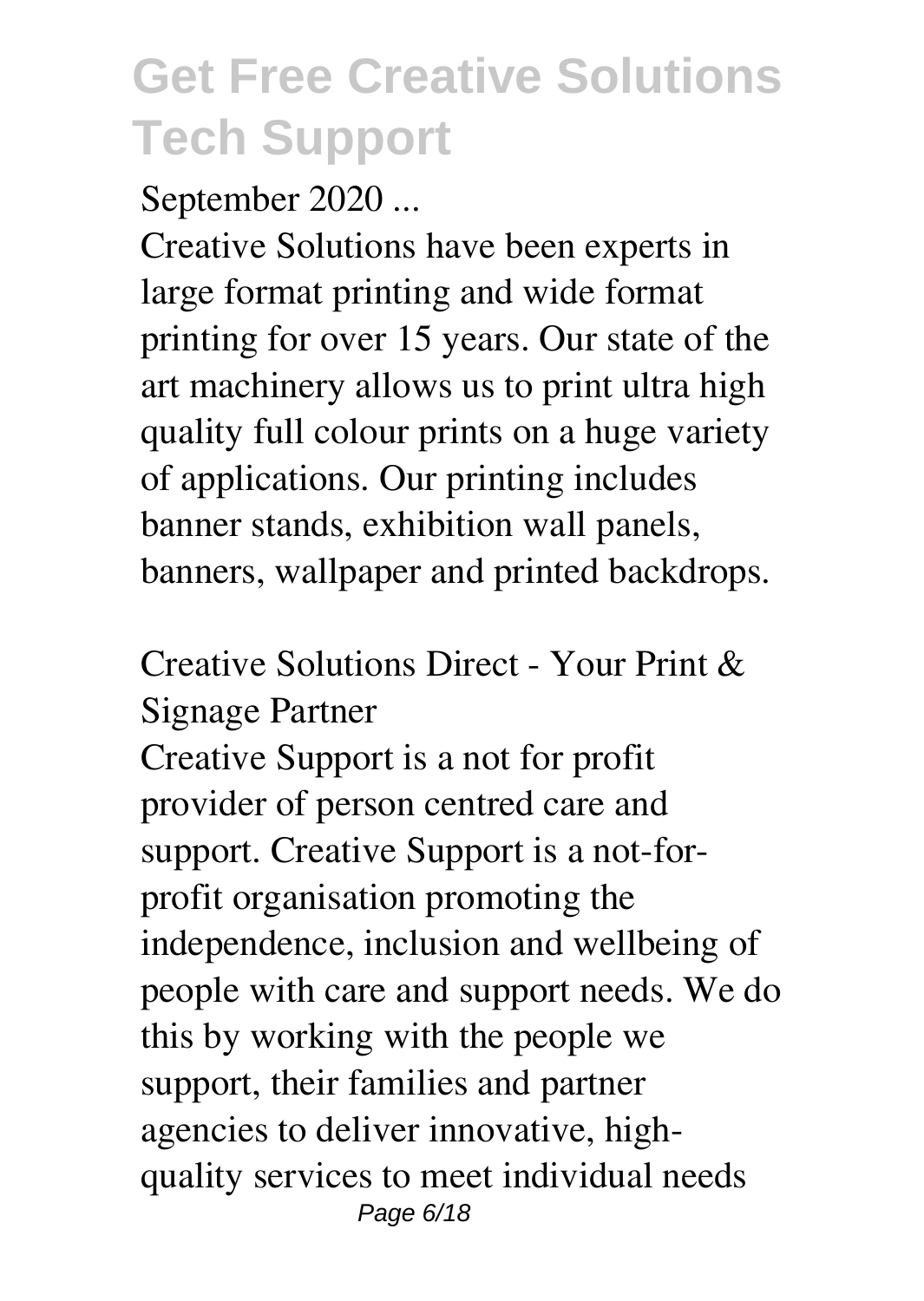September 2020 ...

Creative Solutions have been experts in large format printing and wide format printing for over 15 years. Our state of the art machinery allows us to print ultra high quality full colour prints on a huge variety of applications. Our printing includes banner stands, exhibition wall panels, banners, wallpaper and printed backdrops.

Creative Solutions Direct - Your Print & Signage Partner

Creative Support is a not for profit provider of person centred care and support. Creative Support is a not-for-profit organisation promoting the independence, inclusion and wellbeing of people with care and support needs. We do this by working with the people we support, their families and partner agencies to deliver innovative, high-quality services to meet individual needs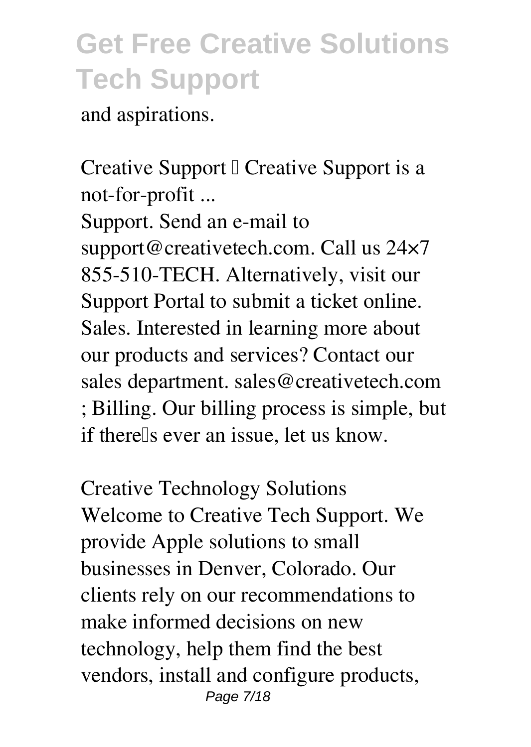and aspirations.

*Creative Support – Creative Support is a not-for-profit ...*

Support. Send an e-mail to support@creativetech.com. Call us 24×7 855-510-TECH. Alternatively, visit our Support Portal to submit a ticket online. Sales. Interested in learning more about our products and services? Contact our sales department. sales@creativetech.com ; Billing. Our billing process is simple, but if there's ever an issue, let us know.

*Creative Technology Solutions*

Welcome to Creative Tech Support. We provide Apple solutions to small businesses in Denver, Colorado. Our clients rely on our recommendations to make informed decisions on new technology, help them find the best vendors, install and configure products,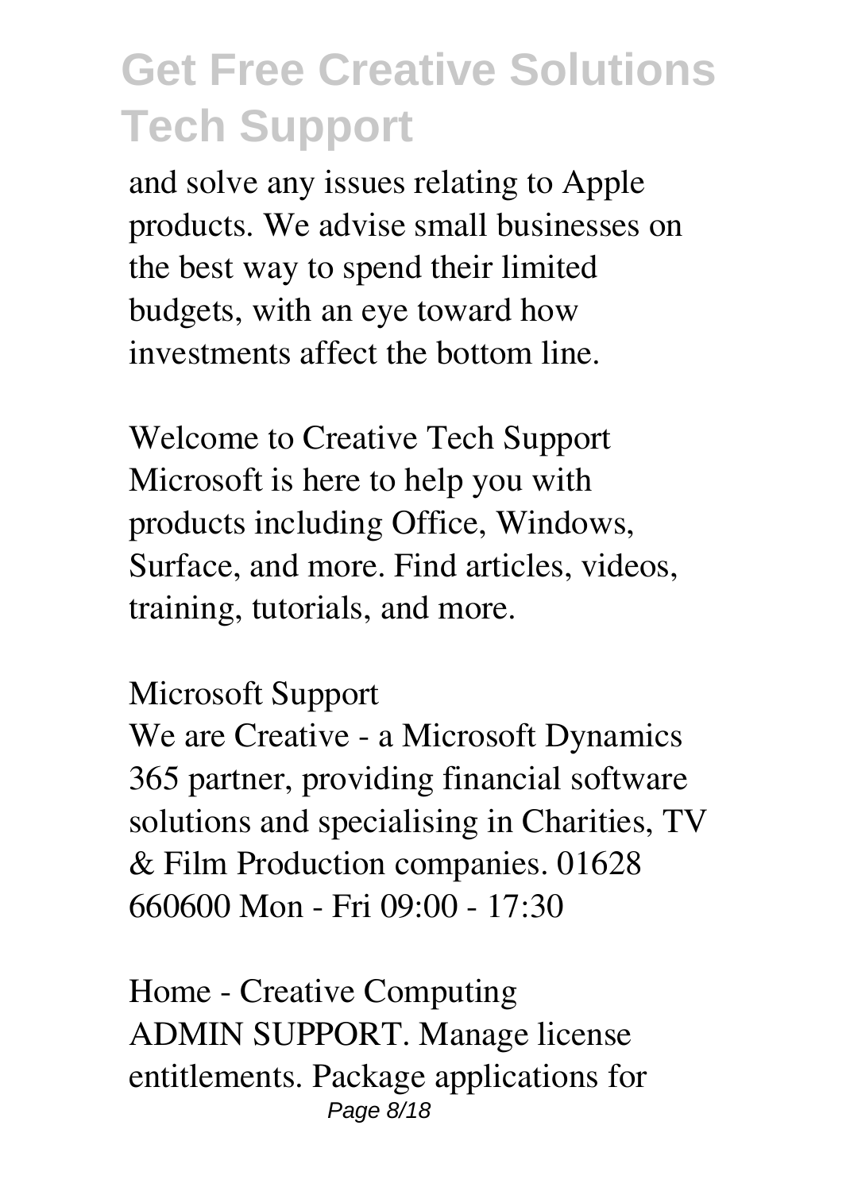and solve any issues relating to Apple products. We advise small businesses on the best way to spend their limited budgets, with an eye toward how investments affect the bottom line.

Welcome to Creative Tech Support
Microsoft is here to help you with products including Office, Windows, Surface, and more. Find articles, videos, training, tutorials, and more.

Microsoft Support
We are Creative - a Microsoft Dynamics 365 partner, providing financial software solutions and specialising in Charities, TV & Film Production companies. 01628 660600 Mon - Fri 09:00 - 17:30

Home - Creative Computing
ADMIN SUPPORT. Manage license entitlements. Package applications for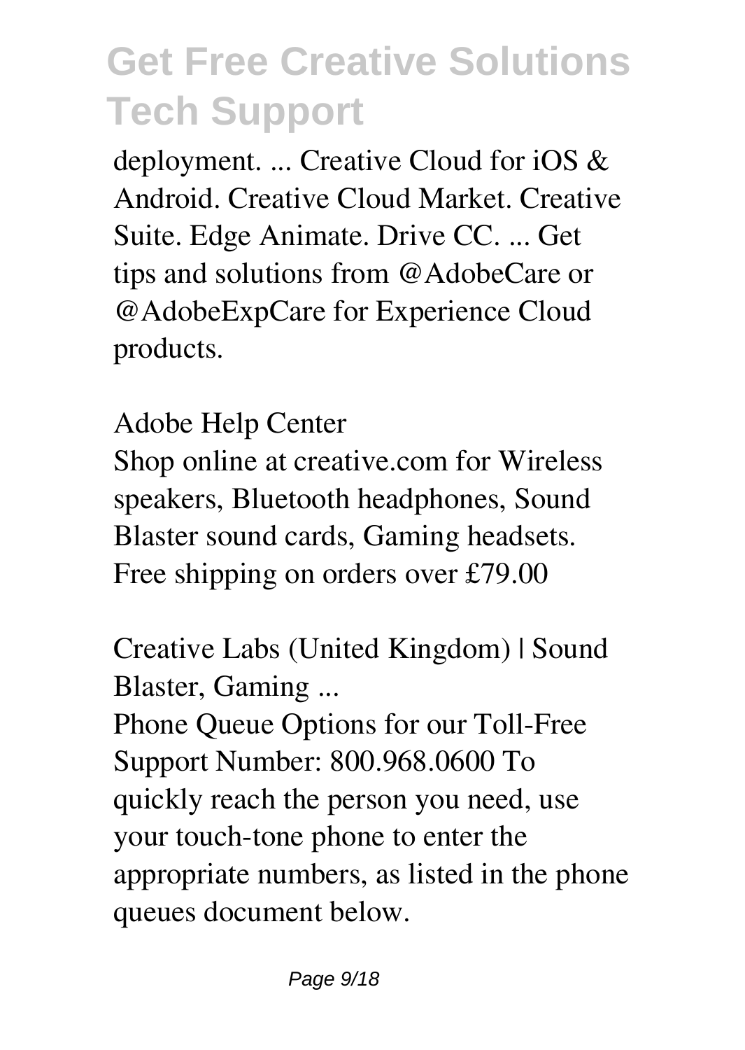deployment. ... Creative Cloud for iOS & Android. Creative Cloud Market. Creative Suite. Edge Animate. Drive CC. ... Get tips and solutions from @AdobeCare or @AdobeExpCare for Experience Cloud products.

*Adobe Help Center*

Shop online at creative.com for Wireless speakers, Bluetooth headphones, Sound Blaster sound cards, Gaming headsets. Free shipping on orders over £79.00

*Creative Labs (United Kingdom) | Sound Blaster, Gaming ...*

Phone Queue Options for our Toll-Free Support Number: 800.968.0600 To quickly reach the person you need, use your touch-tone phone to enter the appropriate numbers, as listed in the phone queues document below.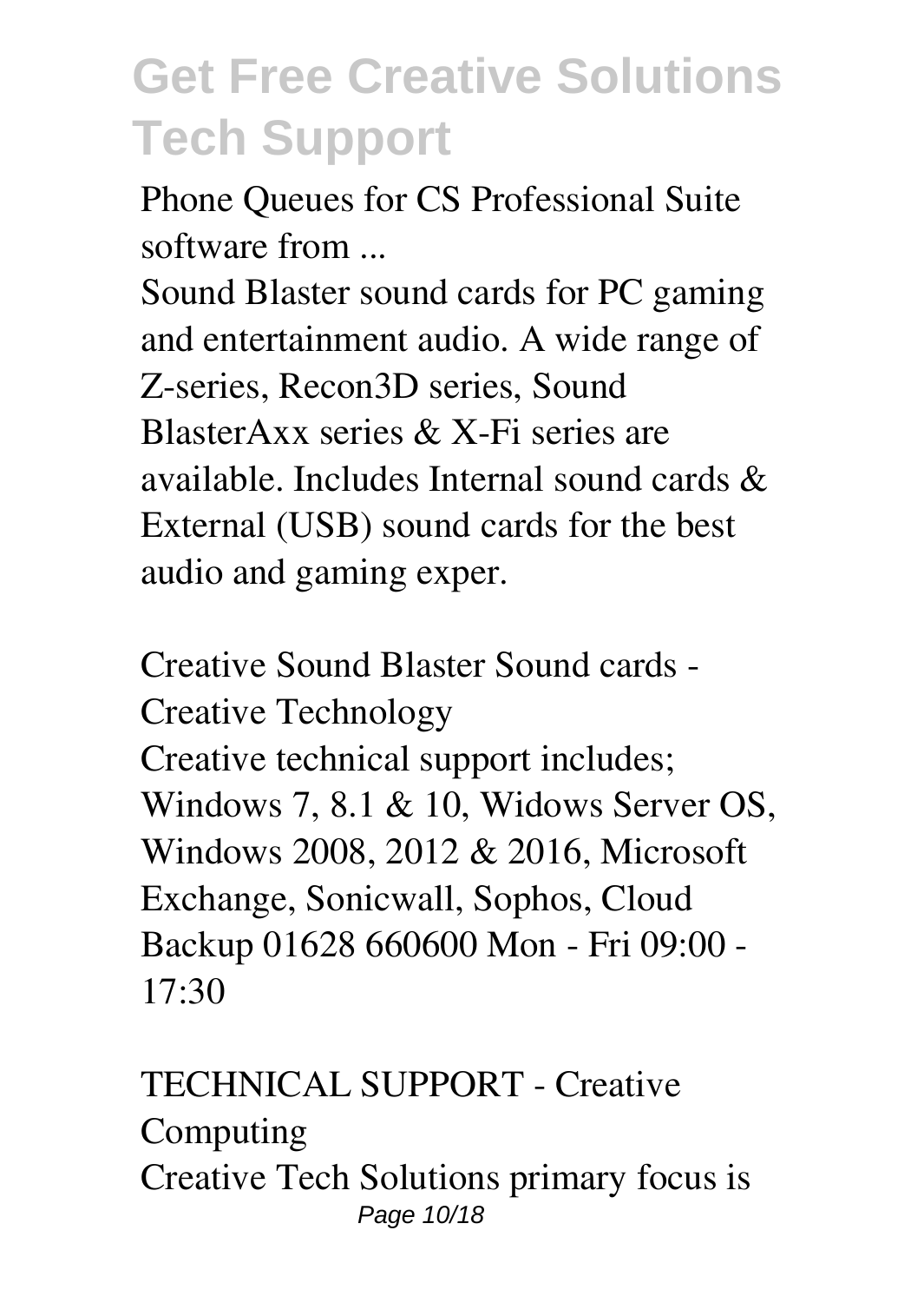Phone Queues for CS Professional Suite software from ...

Sound Blaster sound cards for PC gaming and entertainment audio. A wide range of Z-series, Recon3D series, Sound BlasterAxx series & X-Fi series are available. Includes Internal sound cards & External (USB) sound cards for the best audio and gaming exper.

Creative Sound Blaster Sound cards - Creative Technology

Creative technical support includes; Windows 7, 8.1 & 10, Widows Server OS, Windows 2008, 2012 & 2016, Microsoft Exchange, Sonicwall, Sophos, Cloud Backup 01628 660600 Mon - Fri 09:00 - 17:30

TECHNICAL SUPPORT - Creative Computing

Creative Tech Solutions primary focus is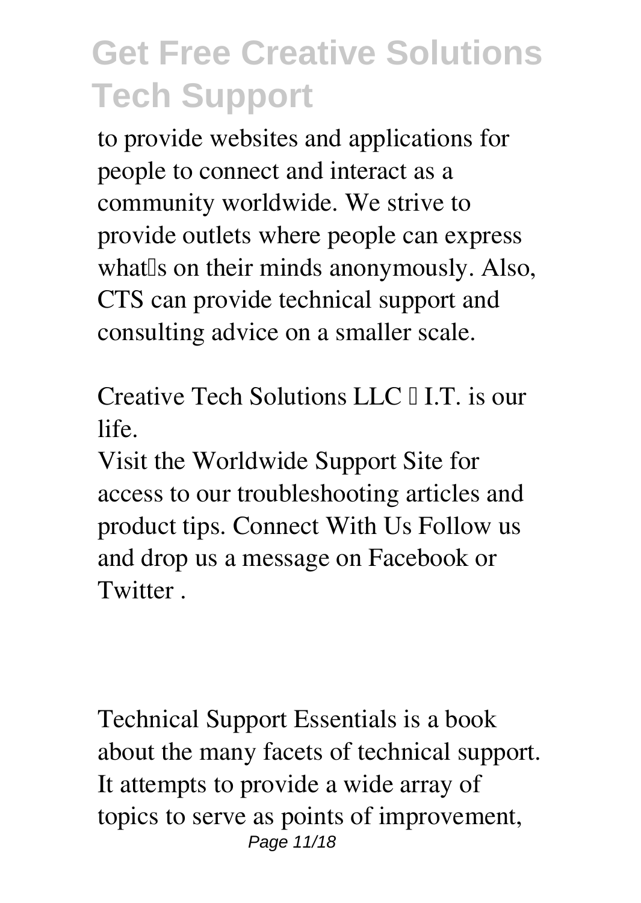to provide websites and applications for people to connect and interact as a community worldwide. We strive to provide outlets where people can express what's on their minds anonymously. Also, CTS can provide technical support and consulting advice on a smaller scale.

Creative Tech Solutions LLC – I.T. is our life.

Visit the Worldwide Support Site for access to our troubleshooting articles and product tips. Connect With Us Follow us and drop us a message on Facebook or Twitter .

Technical Support Essentials is a book about the many facets of technical support. It attempts to provide a wide array of topics to serve as points of improvement,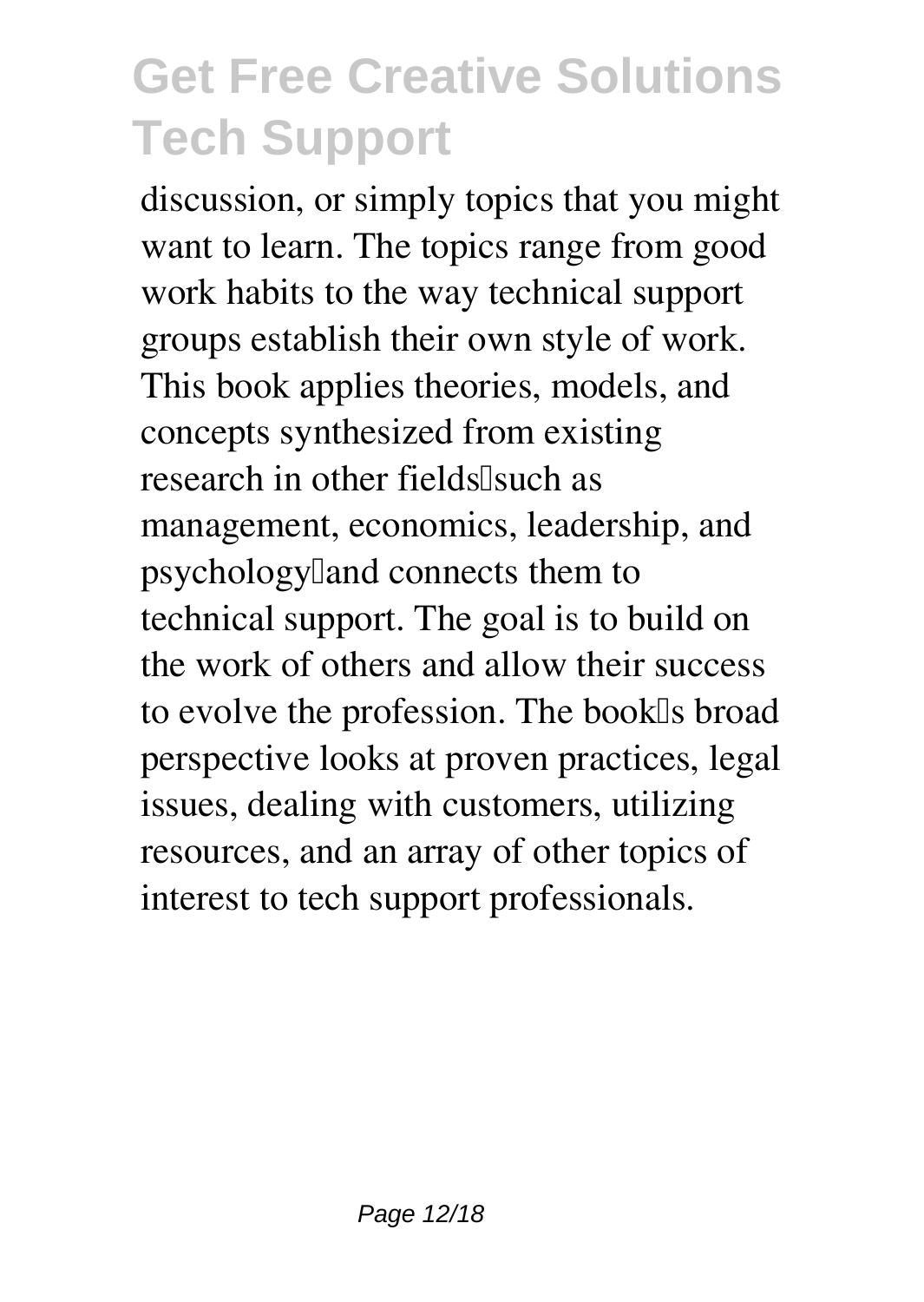discussion, or simply topics that you might want to learn. The topics range from good work habits to the way technical support groups establish their own style of work. This book applies theories, models, and concepts synthesized from existing research in other fields—such as management, economics, leadership, and psychology—and connects them to technical support. The goal is to build on the work of others and allow their success to evolve the profession. The book's broad perspective looks at proven practices, legal issues, dealing with customers, utilizing resources, and an array of other topics of interest to tech support professionals.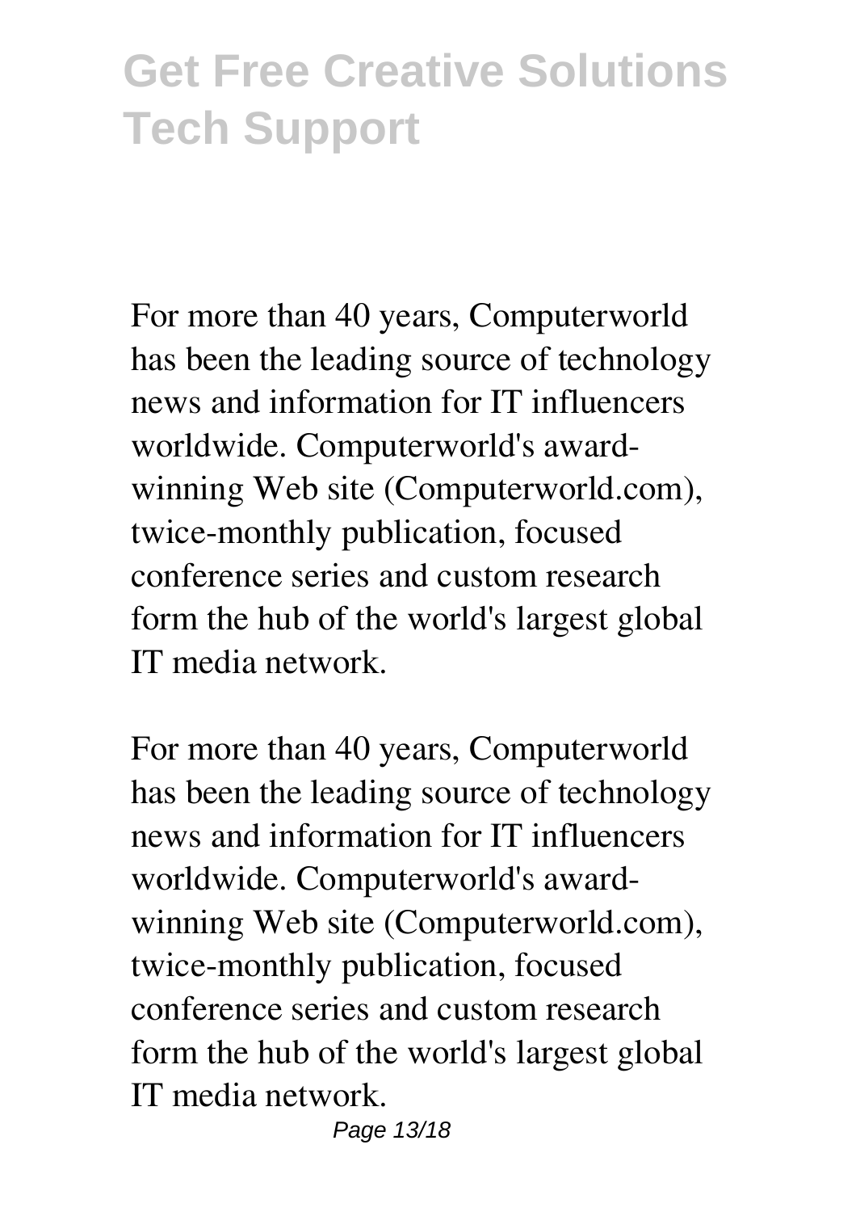For more than 40 years, Computerworld has been the leading source of technology news and information for IT influencers worldwide. Computerworld's award-winning Web site (Computerworld.com), twice-monthly publication, focused conference series and custom research form the hub of the world's largest global IT media network.

For more than 40 years, Computerworld has been the leading source of technology news and information for IT influencers worldwide. Computerworld's award-winning Web site (Computerworld.com), twice-monthly publication, focused conference series and custom research form the hub of the world's largest global IT media network.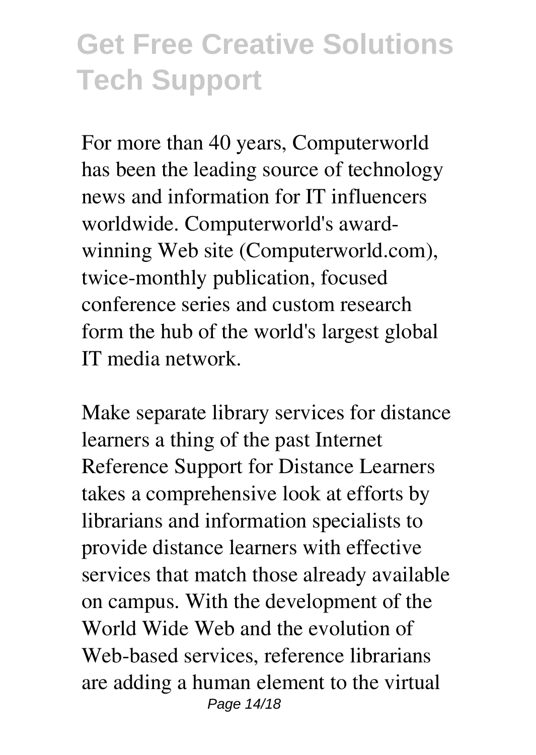For more than 40 years, Computerworld has been the leading source of technology news and information for IT influencers worldwide. Computerworld's award-winning Web site (Computerworld.com), twice-monthly publication, focused conference series and custom research form the hub of the world's largest global IT media network.

Make separate library services for distance learners a thing of the past Internet Reference Support for Distance Learners takes a comprehensive look at efforts by librarians and information specialists to provide distance learners with effective services that match those already available on campus. With the development of the World Wide Web and the evolution of Web-based services, reference librarians are adding a human element to the virtual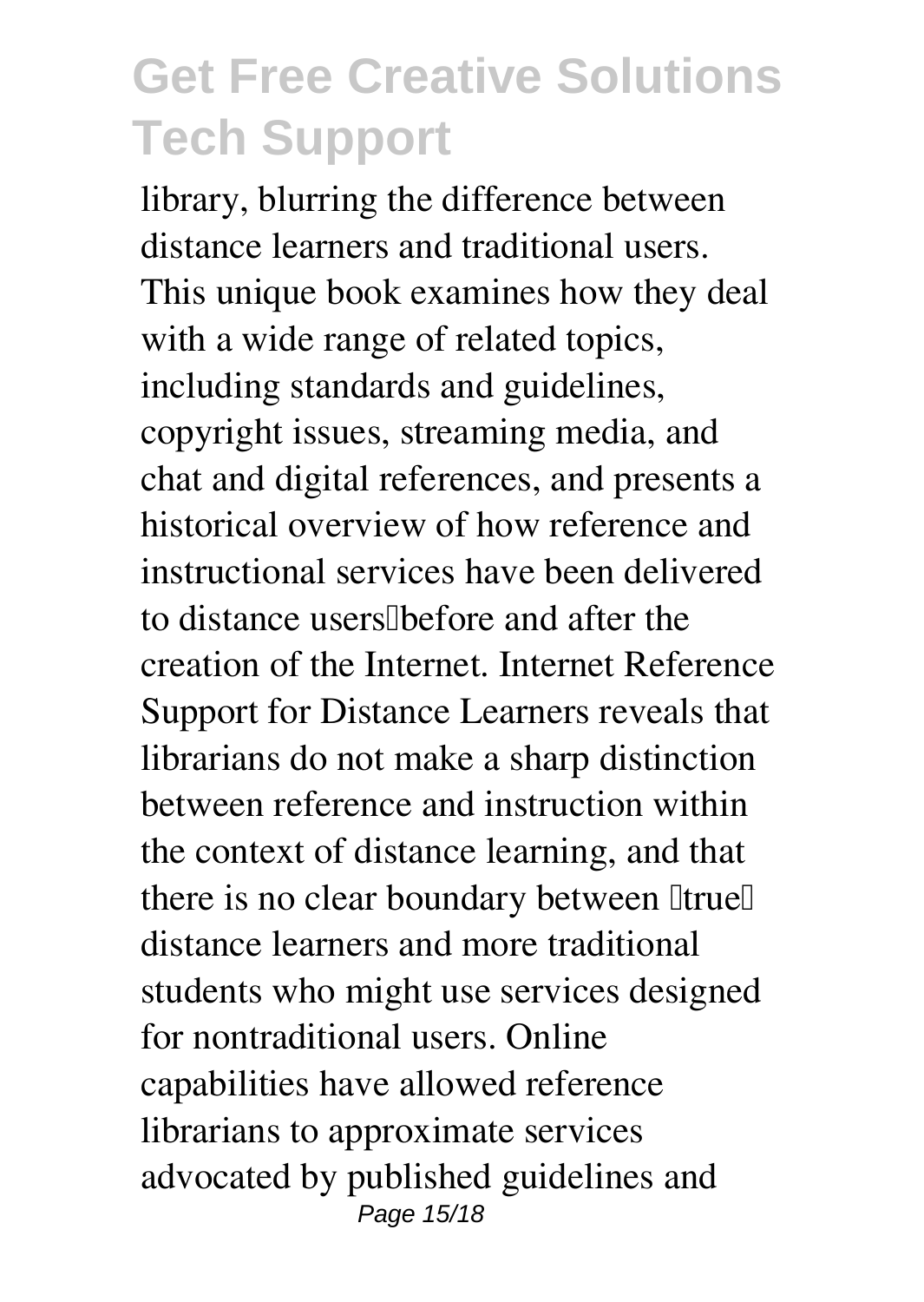library, blurring the difference between distance learners and traditional users. This unique book examines how they deal with a wide range of related topics, including standards and guidelines, copyright issues, streaming media, and chat and digital references, and presents a historical overview of how reference and instructional services have been delivered to distance users—before and after the creation of the Internet. Internet Reference Support for Distance Learners reveals that librarians do not make a sharp distinction between reference and instruction within the context of distance learning, and that there is no clear boundary between "true" distance learners and more traditional students who might use services designed for nontraditional users. Online capabilities have allowed reference librarians to approximate services advocated by published guidelines and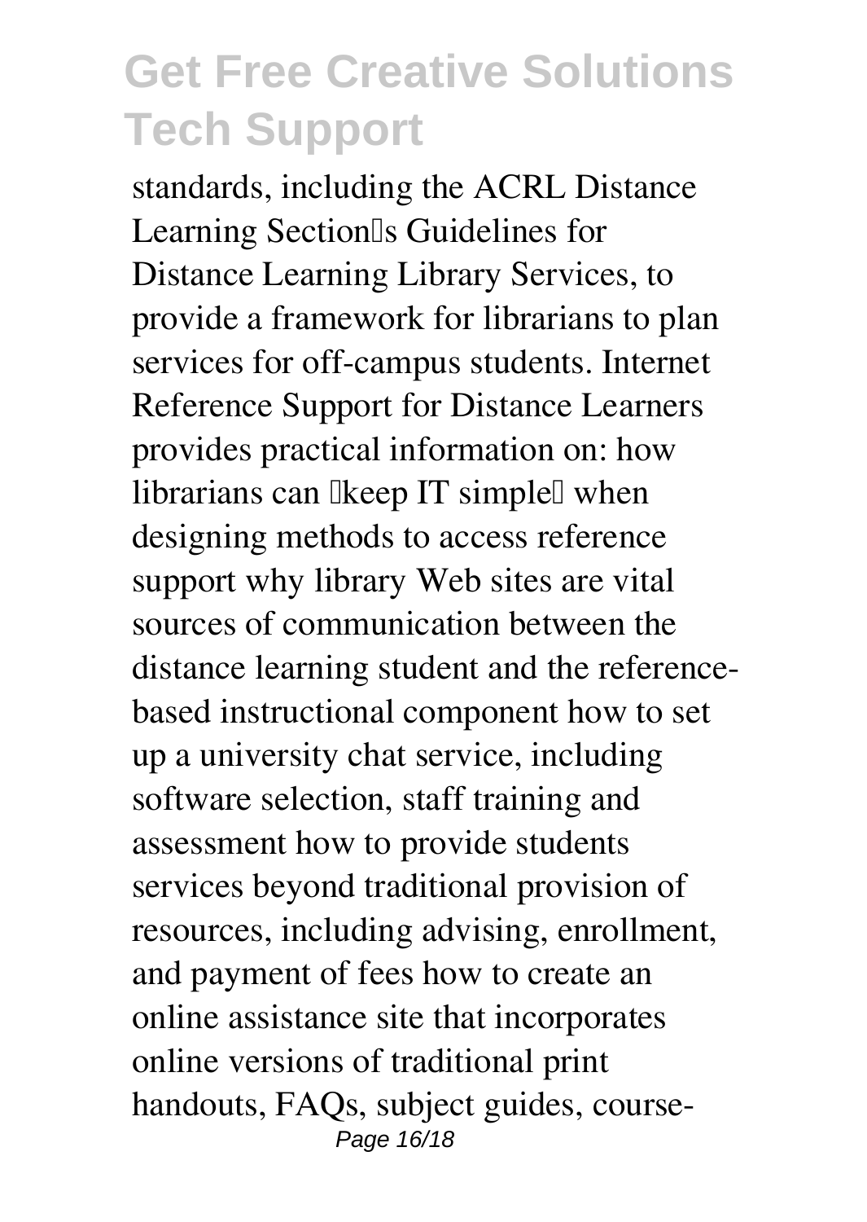standards, including the ACRL Distance Learning Section's Guidelines for Distance Learning Library Services, to provide a framework for librarians to plan services for off-campus students. Internet Reference Support for Distance Learners provides practical information on: how librarians can "keep IT simple" when designing methods to access reference support why library Web sites are vital sources of communication between the distance learning student and the reference-based instructional component how to set up a university chat service, including software selection, staff training and assessment how to provide students services beyond traditional provision of resources, including advising, enrollment, and payment of fees how to create an online assistance site that incorporates online versions of traditional print handouts, FAQs, subject guides, course-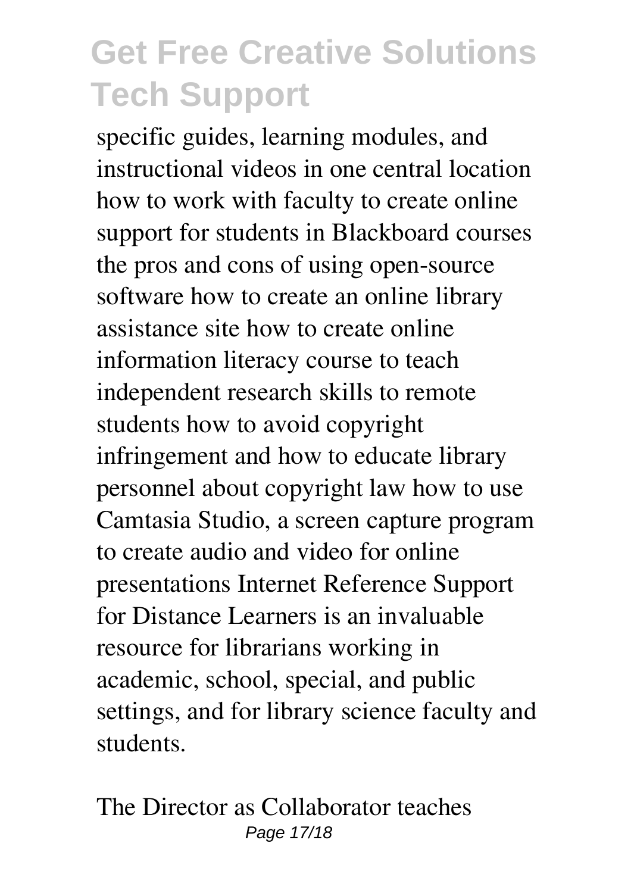specific guides, learning modules, and instructional videos in one central location how to work with faculty to create online support for students in Blackboard courses the pros and cons of using open-source software how to create an online library assistance site how to create online information literacy course to teach independent research skills to remote students how to avoid copyright infringement and how to educate library personnel about copyright law how to use Camtasia Studio, a screen capture program to create audio and video for online presentations Internet Reference Support for Distance Learners is an invaluable resource for librarians working in academic, school, special, and public settings, and for library science faculty and students.

The Director as Collaborator teaches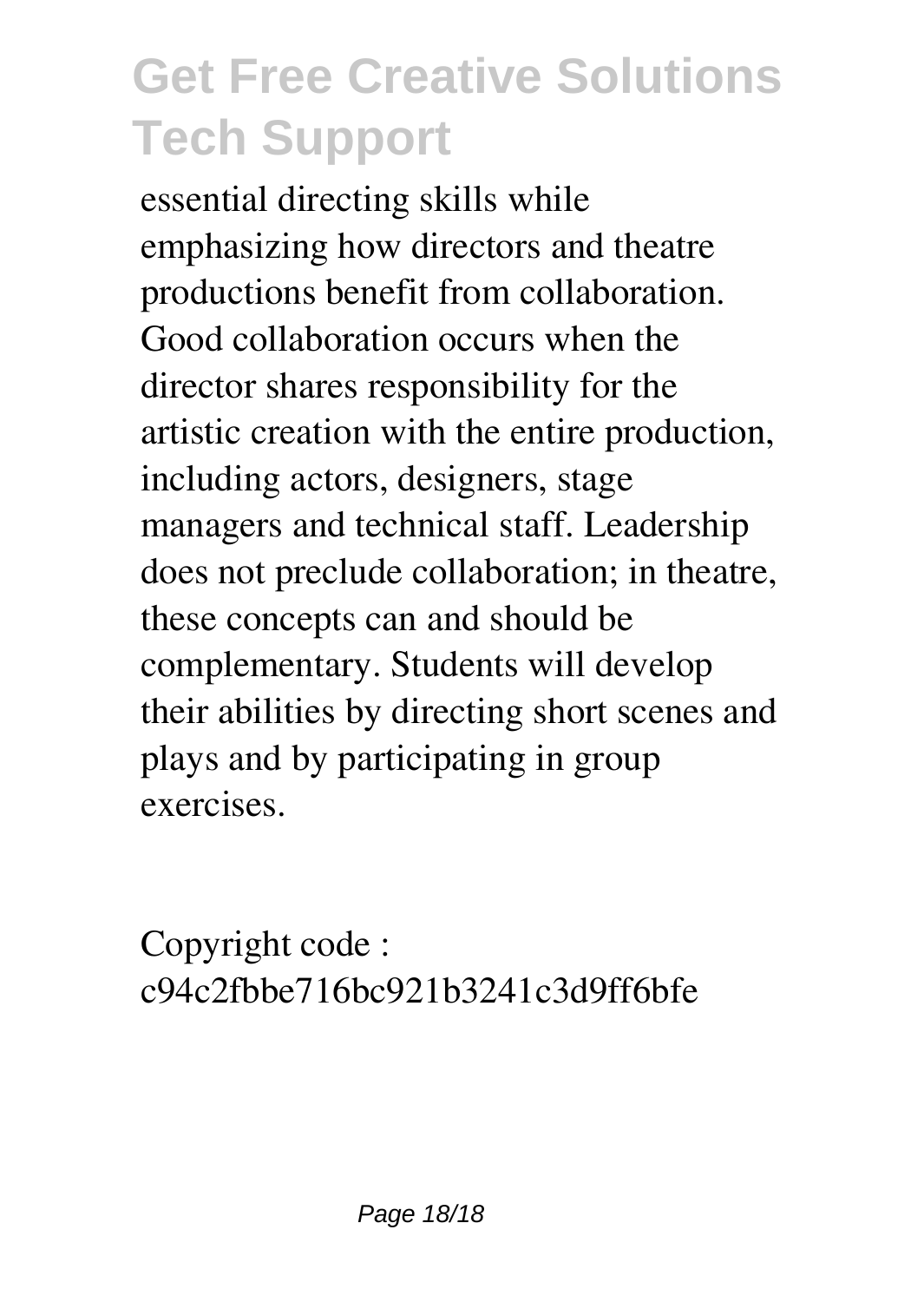essential directing skills while emphasizing how directors and theatre productions benefit from collaboration. Good collaboration occurs when the director shares responsibility for the artistic creation with the entire production, including actors, designers, stage managers and technical staff. Leadership does not preclude collaboration; in theatre, these concepts can and should be complementary. Students will develop their abilities by directing short scenes and plays and by participating in group exercises.

Copyright code : c94c2fbbe716bc921b3241c3d9ff6bfe